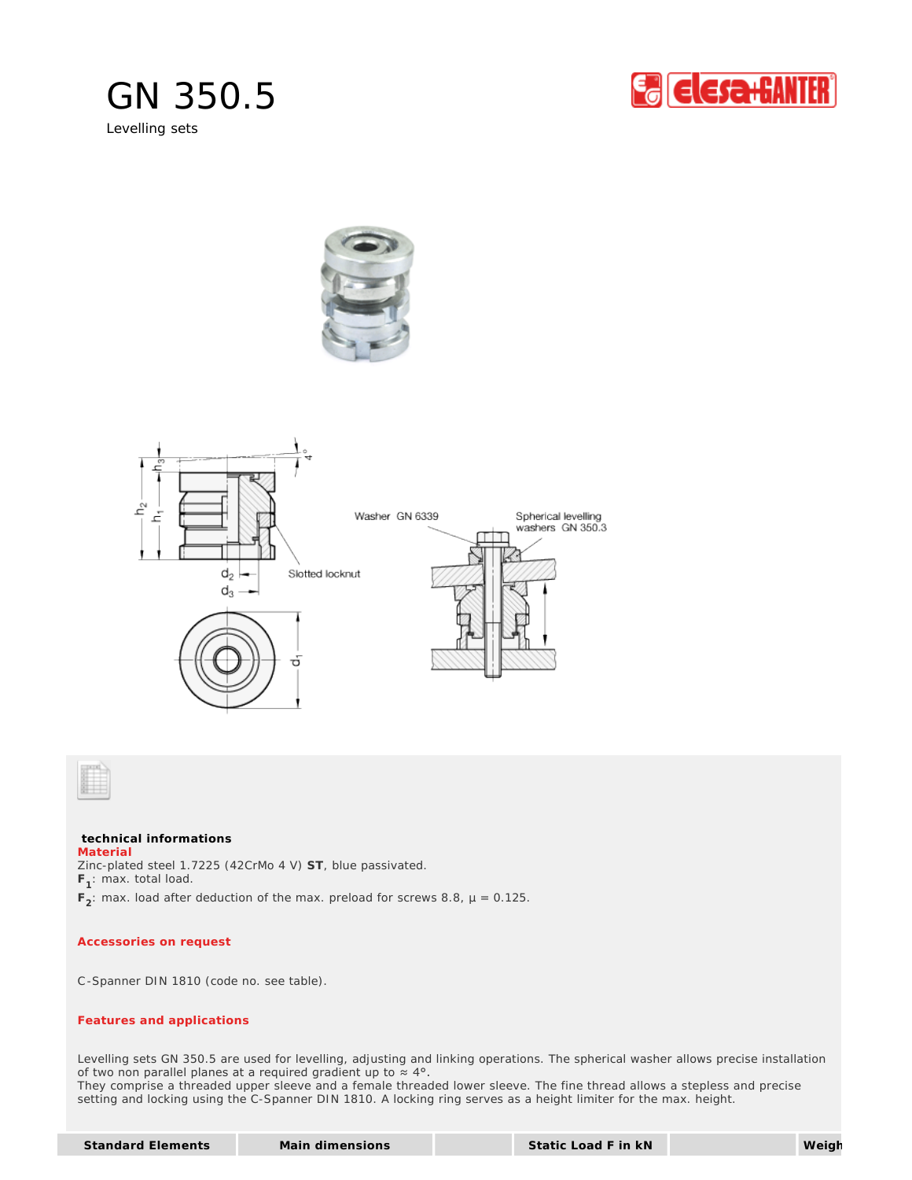# GN 350.5

Levelling sets

## technical informations

**Material**

Zinc-plated steel 1.7225 (42CrMo 4 V) **ST**, blue passivated.

**$F_1$**: max. total load.

**$F_2$**: max. load after deduction of the max. preload for screws 8.8, μ = 0.125.

**Accessories on request**

C-Spanner DIN 1810 (code no. see table).

**Features and applications**

Levelling sets GN 350.5 are used for levelling, adjusting and linking operations. The spherical washer allows precise installation of two non parallel planes at a required gradient up to ≈ 4°.
They comprise a threaded upper sleeve and a female threaded lower sleeve. The fine thread allows a stepless and precise setting and locking using the C-Spanner DIN 1810. A locking ring serves as a height limiter for the max. height.

| Standard Elements | Main dimensions | | Static Load F in kN | | Weigh |
|---|---|---|---|---|---|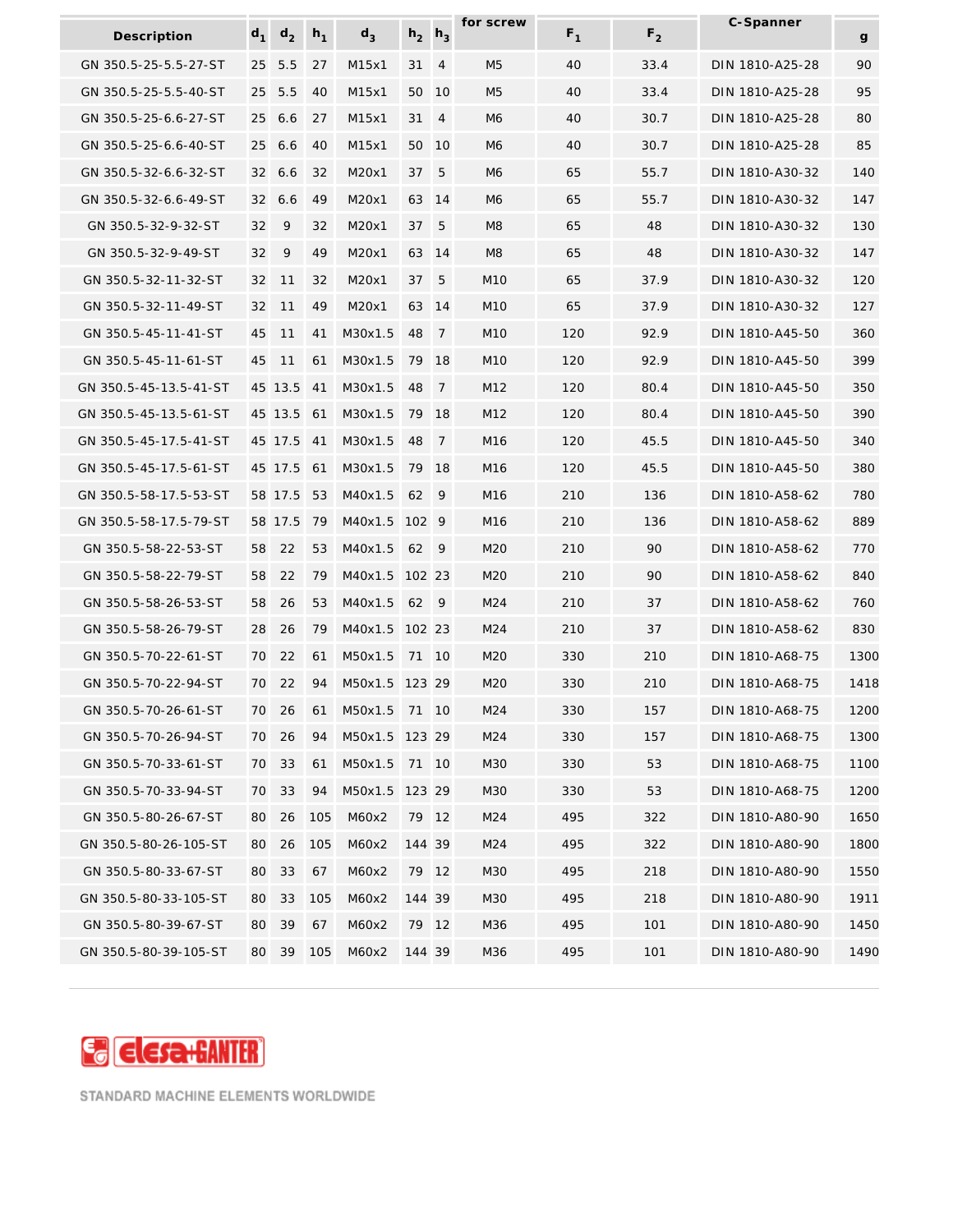| Description | $d_1$ | $d_2$ | $h_1$ | $d_3$ | $h_2$ | $h_3$ | for screw | $F_1$ | $F_2$ | C-Spanner | g |
|---|---|---|---|---|---|---|---|---|---|---|---|
| GN 350.5-25-5.5-27-ST | 25 | 5.5 | 27 | M15x1 | 31 | 4 | M5 | 40 | 33.4 | DIN 1810-A25-28 | 90 |
| GN 350.5-25-5.5-40-ST | 25 | 5.5 | 40 | M15x1 | 50 | 10 | M5 | 40 | 33.4 | DIN 1810-A25-28 | 95 |
| GN 350.5-25-6.6-27-ST | 25 | 6.6 | 27 | M15x1 | 31 | 4 | M6 | 40 | 30.7 | DIN 1810-A25-28 | 80 |
| GN 350.5-25-6.6-40-ST | 25 | 6.6 | 40 | M15x1 | 50 | 10 | M6 | 40 | 30.7 | DIN 1810-A25-28 | 85 |
| GN 350.5-32-6.6-32-ST | 32 | 6.6 | 32 | M20x1 | 37 | 5 | M6 | 65 | 55.7 | DIN 1810-A30-32 | 140 |
| GN 350.5-32-6.6-49-ST | 32 | 6.6 | 49 | M20x1 | 63 | 14 | M6 | 65 | 55.7 | DIN 1810-A30-32 | 147 |
| GN 350.5-32-9-32-ST | 32 | 9 | 32 | M20x1 | 37 | 5 | M8 | 65 | 48 | DIN 1810-A30-32 | 130 |
| GN 350.5-32-9-49-ST | 32 | 9 | 49 | M20x1 | 63 | 14 | M8 | 65 | 48 | DIN 1810-A30-32 | 147 |
| GN 350.5-32-11-32-ST | 32 | 11 | 32 | M20x1 | 37 | 5 | M10 | 65 | 37.9 | DIN 1810-A30-32 | 120 |
| GN 350.5-32-11-49-ST | 32 | 11 | 49 | M20x1 | 63 | 14 | M10 | 65 | 37.9 | DIN 1810-A30-32 | 127 |
| GN 350.5-45-11-41-ST | 45 | 11 | 41 | M30x1.5 | 48 | 7 | M10 | 120 | 92.9 | DIN 1810-A45-50 | 360 |
| GN 350.5-45-11-61-ST | 45 | 11 | 61 | M30x1.5 | 79 | 18 | M10 | 120 | 92.9 | DIN 1810-A45-50 | 399 |
| GN 350.5-45-13.5-41-ST | 45 | 13.5 | 41 | M30x1.5 | 48 | 7 | M12 | 120 | 80.4 | DIN 1810-A45-50 | 350 |
| GN 350.5-45-13.5-61-ST | 45 | 13.5 | 61 | M30x1.5 | 79 | 18 | M12 | 120 | 80.4 | DIN 1810-A45-50 | 390 |
| GN 350.5-45-17.5-41-ST | 45 | 17.5 | 41 | M30x1.5 | 48 | 7 | M16 | 120 | 45.5 | DIN 1810-A45-50 | 340 |
| GN 350.5-45-17.5-61-ST | 45 | 17.5 | 61 | M30x1.5 | 79 | 18 | M16 | 120 | 45.5 | DIN 1810-A45-50 | 380 |
| GN 350.5-58-17.5-53-ST | 58 | 17.5 | 53 | M40x1.5 | 62 | 9 | M16 | 210 | 136 | DIN 1810-A58-62 | 780 |
| GN 350.5-58-17.5-79-ST | 58 | 17.5 | 79 | M40x1.5 | 102 | 9 | M16 | 210 | 136 | DIN 1810-A58-62 | 889 |
| GN 350.5-58-22-53-ST | 58 | 22 | 53 | M40x1.5 | 62 | 9 | M20 | 210 | 90 | DIN 1810-A58-62 | 770 |
| GN 350.5-58-22-79-ST | 58 | 22 | 79 | M40x1.5 | 102 | 23 | M20 | 210 | 90 | DIN 1810-A58-62 | 840 |
| GN 350.5-58-26-53-ST | 58 | 26 | 53 | M40x1.5 | 62 | 9 | M24 | 210 | 37 | DIN 1810-A58-62 | 760 |
| GN 350.5-58-26-79-ST | 28 | 26 | 79 | M40x1.5 | 102 | 23 | M24 | 210 | 37 | DIN 1810-A58-62 | 830 |
| GN 350.5-70-22-61-ST | 70 | 22 | 61 | M50x1.5 | 71 | 10 | M20 | 330 | 210 | DIN 1810-A68-75 | 1300 |
| GN 350.5-70-22-94-ST | 70 | 22 | 94 | M50x1.5 | 123 | 29 | M20 | 330 | 210 | DIN 1810-A68-75 | 1418 |
| GN 350.5-70-26-61-ST | 70 | 26 | 61 | M50x1.5 | 71 | 10 | M24 | 330 | 157 | DIN 1810-A68-75 | 1200 |
| GN 350.5-70-26-94-ST | 70 | 26 | 94 | M50x1.5 | 123 | 29 | M24 | 330 | 157 | DIN 1810-A68-75 | 1300 |
| GN 350.5-70-33-61-ST | 70 | 33 | 61 | M50x1.5 | 71 | 10 | M30 | 330 | 53 | DIN 1810-A68-75 | 1100 |
| GN 350.5-70-33-94-ST | 70 | 33 | 94 | M50x1.5 | 123 | 29 | M30 | 330 | 53 | DIN 1810-A68-75 | 1200 |
| GN 350.5-80-26-67-ST | 80 | 26 | 105 | M60x2 | 79 | 12 | M24 | 495 | 322 | DIN 1810-A80-90 | 1650 |
| GN 350.5-80-26-105-ST | 80 | 26 | 105 | M60x2 | 144 | 39 | M24 | 495 | 322 | DIN 1810-A80-90 | 1800 |
| GN 350.5-80-33-67-ST | 80 | 33 | 67 | M60x2 | 79 | 12 | M30 | 495 | 218 | DIN 1810-A80-90 | 1550 |
| GN 350.5-80-33-105-ST | 80 | 33 | 105 | M60x2 | 144 | 39 | M30 | 495 | 218 | DIN 1810-A80-90 | 1911 |
| GN 350.5-80-39-67-ST | 80 | 39 | 67 | M60x2 | 79 | 12 | M36 | 495 | 101 | DIN 1810-A80-90 | 1450 |
| GN 350.5-80-39-105-ST | 80 | 39 | 105 | M60x2 | 144 | 39 | M36 | 495 | 101 | DIN 1810-A80-90 | 1490 |

elesa+GANTER

STANDARD MACHINE ELEMENTS WORLDWIDE